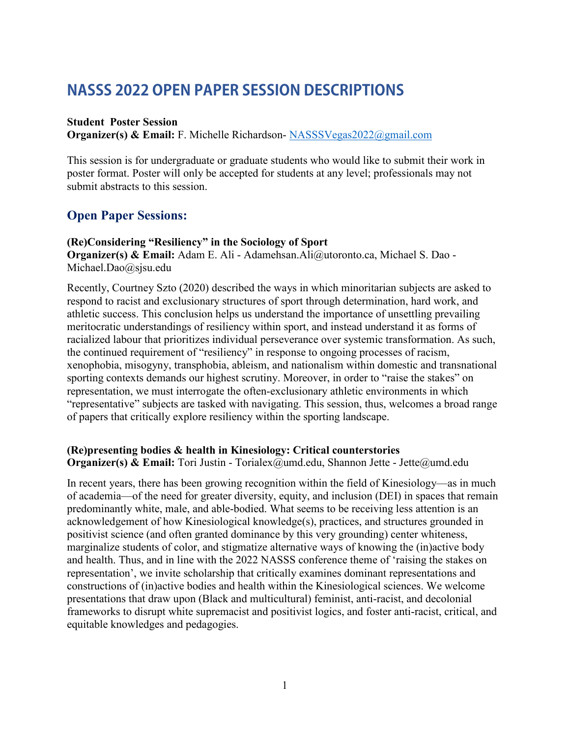# NASSS 2022 OPEN PAPER SESSION DESCRIPTIONS

**Student Poster Session**
**Organizer(s) & Email:** F. Michelle Richardson- NASSSVegas2022@gmail.com

This session is for undergraduate or graduate students who would like to submit their work in poster format. Poster will only be accepted for students at any level; professionals may not submit abstracts to this session.

## Open Paper Sessions:

**(Re)Considering "Resiliency" in the Sociology of Sport**
**Organizer(s) & Email:** Adam E. Ali - Adamehsan.Ali@utoronto.ca, Michael S. Dao - Michael.Dao@sjsu.edu

Recently, Courtney Szto (2020) described the ways in which minoritarian subjects are asked to respond to racist and exclusionary structures of sport through determination, hard work, and athletic success. This conclusion helps us understand the importance of unsettling prevailing meritocratic understandings of resiliency within sport, and instead understand it as forms of racialized labour that prioritizes individual perseverance over systemic transformation. As such, the continued requirement of "resiliency" in response to ongoing processes of racism, xenophobia, misogyny, transphobia, ableism, and nationalism within domestic and transnational sporting contexts demands our highest scrutiny. Moreover, in order to "raise the stakes" on representation, we must interrogate the often-exclusionary athletic environments in which "representative" subjects are tasked with navigating. This session, thus, welcomes a broad range of papers that critically explore resiliency within the sporting landscape.

**(Re)presenting bodies & health in Kinesiology: Critical counterstories**
**Organizer(s) & Email:** Tori Justin - Torialex@umd.edu, Shannon Jette - Jette@umd.edu

In recent years, there has been growing recognition within the field of Kinesiology—as in much of academia—of the need for greater diversity, equity, and inclusion (DEI) in spaces that remain predominantly white, male, and able-bodied. What seems to be receiving less attention is an acknowledgement of how Kinesiological knowledge(s), practices, and structures grounded in positivist science (and often granted dominance by this very grounding) center whiteness, marginalize students of color, and stigmatize alternative ways of knowing the (in)active body and health. Thus, and in line with the 2022 NASSS conference theme of 'raising the stakes on representation', we invite scholarship that critically examines dominant representations and constructions of (in)active bodies and health within the Kinesiological sciences. We welcome presentations that draw upon (Black and multicultural) feminist, anti-racist, and decolonial frameworks to disrupt white supremacist and positivist logics, and foster anti-racist, critical, and equitable knowledges and pedagogies.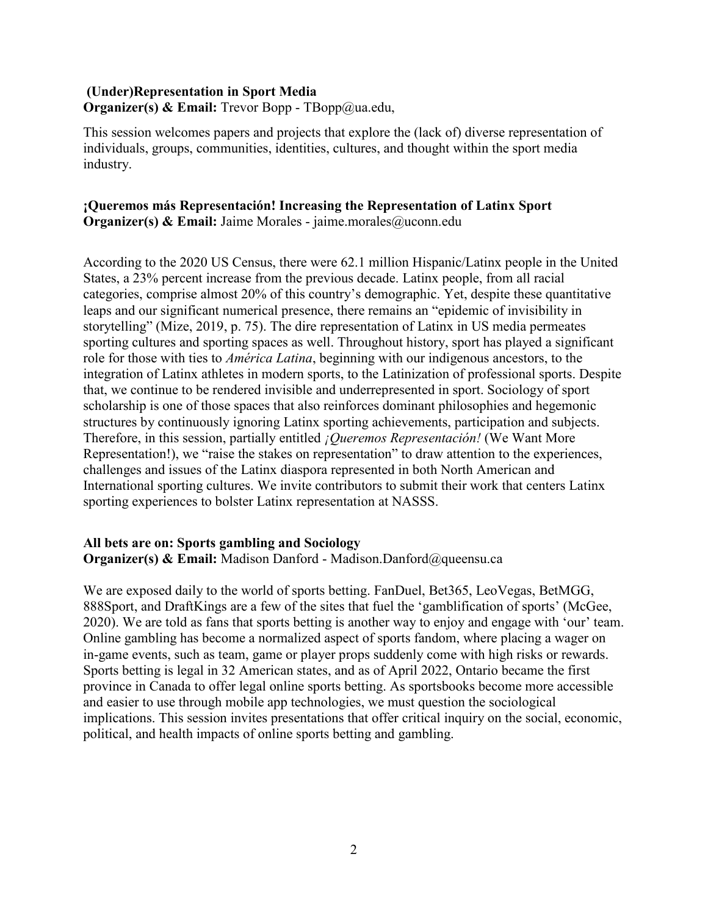**(Under)Representation in Sport Media**
**Organizer(s) & Email:** Trevor Bopp - TBopp@ua.edu,

This session welcomes papers and projects that explore the (lack of) diverse representation of individuals, groups, communities, identities, cultures, and thought within the sport media industry.

**¡Queremos más Representación! Increasing the Representation of Latinx Sport**
**Organizer(s) & Email:** Jaime Morales - jaime.morales@uconn.edu

According to the 2020 US Census, there were 62.1 million Hispanic/Latinx people in the United States, a 23% percent increase from the previous decade. Latinx people, from all racial categories, comprise almost 20% of this country's demographic. Yet, despite these quantitative leaps and our significant numerical presence, there remains an "epidemic of invisibility in storytelling" (Mize, 2019, p. 75). The dire representation of Latinx in US media permeates sporting cultures and sporting spaces as well. Throughout history, sport has played a significant role for those with ties to *América Latina*, beginning with our indigenous ancestors, to the integration of Latinx athletes in modern sports, to the Latinization of professional sports. Despite that, we continue to be rendered invisible and underrepresented in sport. Sociology of sport scholarship is one of those spaces that also reinforces dominant philosophies and hegemonic structures by continuously ignoring Latinx sporting achievements, participation and subjects. Therefore, in this session, partially entitled *¡Queremos Representación!* (We Want More Representation!), we "raise the stakes on representation" to draw attention to the experiences, challenges and issues of the Latinx diaspora represented in both North American and International sporting cultures. We invite contributors to submit their work that centers Latinx sporting experiences to bolster Latinx representation at NASSS.

**All bets are on: Sports gambling and Sociology**
**Organizer(s) & Email:** Madison Danford - Madison.Danford@queensu.ca

We are exposed daily to the world of sports betting. FanDuel, Bet365, LeoVegas, BetMGG, 888Sport, and DraftKings are a few of the sites that fuel the 'gamblification of sports' (McGee, 2020). We are told as fans that sports betting is another way to enjoy and engage with 'our' team. Online gambling has become a normalized aspect of sports fandom, where placing a wager on in-game events, such as team, game or player props suddenly come with high risks or rewards. Sports betting is legal in 32 American states, and as of April 2022, Ontario became the first province in Canada to offer legal online sports betting. As sportsbooks become more accessible and easier to use through mobile app technologies, we must question the sociological implications. This session invites presentations that offer critical inquiry on the social, economic, political, and health impacts of online sports betting and gambling.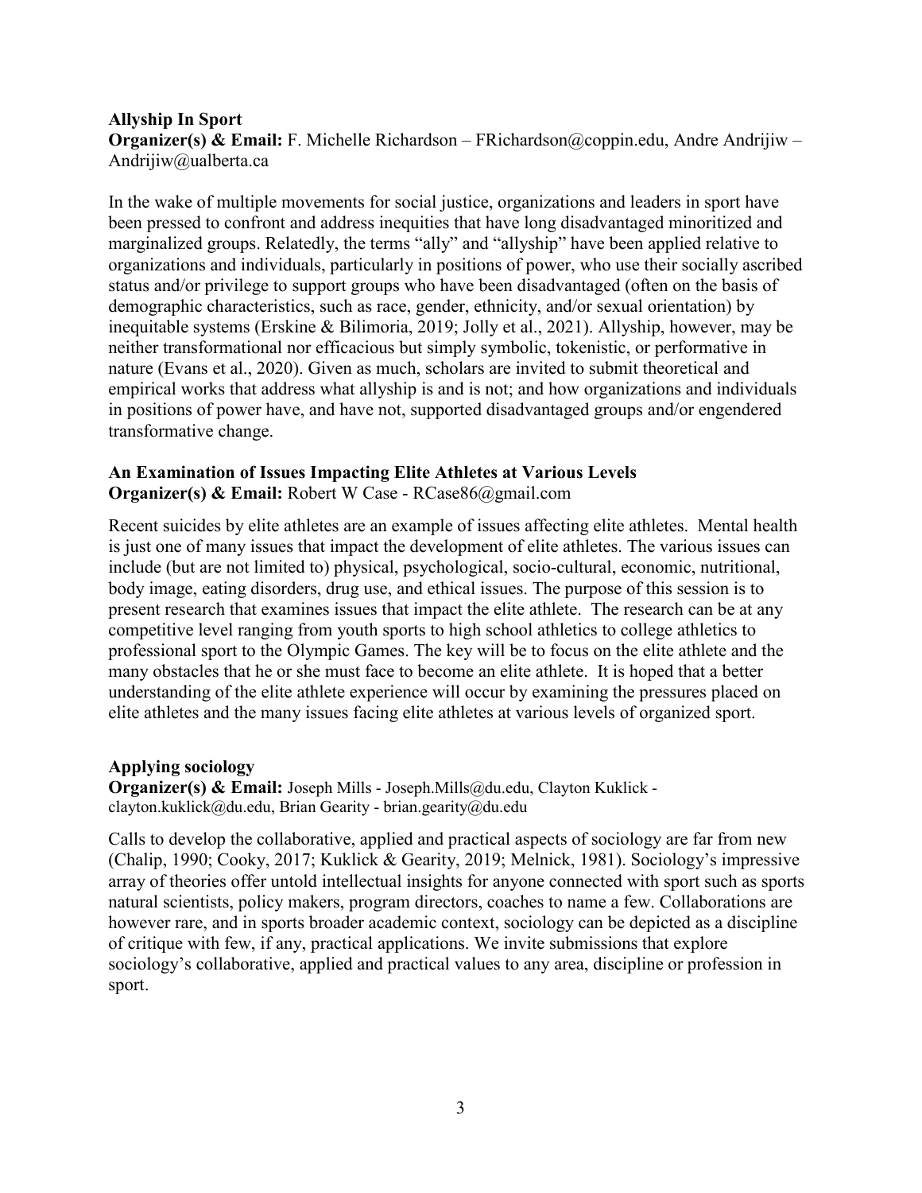**Allyship In Sport**

**Organizer(s) & Email:** F. Michelle Richardson – FRichardson@coppin.edu, Andre Andrijiw – Andrijiw@ualberta.ca

In the wake of multiple movements for social justice, organizations and leaders in sport have been pressed to confront and address inequities that have long disadvantaged minoritized and marginalized groups. Relatedly, the terms "ally" and "allyship" have been applied relative to organizations and individuals, particularly in positions of power, who use their socially ascribed status and/or privilege to support groups who have been disadvantaged (often on the basis of demographic characteristics, such as race, gender, ethnicity, and/or sexual orientation) by inequitable systems (Erskine & Bilimoria, 2019; Jolly et al., 2021). Allyship, however, may be neither transformational nor efficacious but simply symbolic, tokenistic, or performative in nature (Evans et al., 2020). Given as much, scholars are invited to submit theoretical and empirical works that address what allyship is and is not; and how organizations and individuals in positions of power have, and have not, supported disadvantaged groups and/or engendered transformative change.

**An Examination of Issues Impacting Elite Athletes at Various Levels**

**Organizer(s) & Email:** Robert W Case - RCase86@gmail.com

Recent suicides by elite athletes are an example of issues affecting elite athletes. Mental health is just one of many issues that impact the development of elite athletes. The various issues can include (but are not limited to) physical, psychological, socio-cultural, economic, nutritional, body image, eating disorders, drug use, and ethical issues. The purpose of this session is to present research that examines issues that impact the elite athlete. The research can be at any competitive level ranging from youth sports to high school athletics to college athletics to professional sport to the Olympic Games. The key will be to focus on the elite athlete and the many obstacles that he or she must face to become an elite athlete. It is hoped that a better understanding of the elite athlete experience will occur by examining the pressures placed on elite athletes and the many issues facing elite athletes at various levels of organized sport.

**Applying sociology**

**Organizer(s) & Email:** Joseph Mills - Joseph.Mills@du.edu, Clayton Kuklick - clayton.kuklick@du.edu, Brian Gearity - brian.gearity@du.edu

Calls to develop the collaborative, applied and practical aspects of sociology are far from new (Chalip, 1990; Cooky, 2017; Kuklick & Gearity, 2019; Melnick, 1981). Sociology's impressive array of theories offer untold intellectual insights for anyone connected with sport such as sports natural scientists, policy makers, program directors, coaches to name a few. Collaborations are however rare, and in sports broader academic context, sociology can be depicted as a discipline of critique with few, if any, practical applications. We invite submissions that explore sociology's collaborative, applied and practical values to any area, discipline or profession in sport.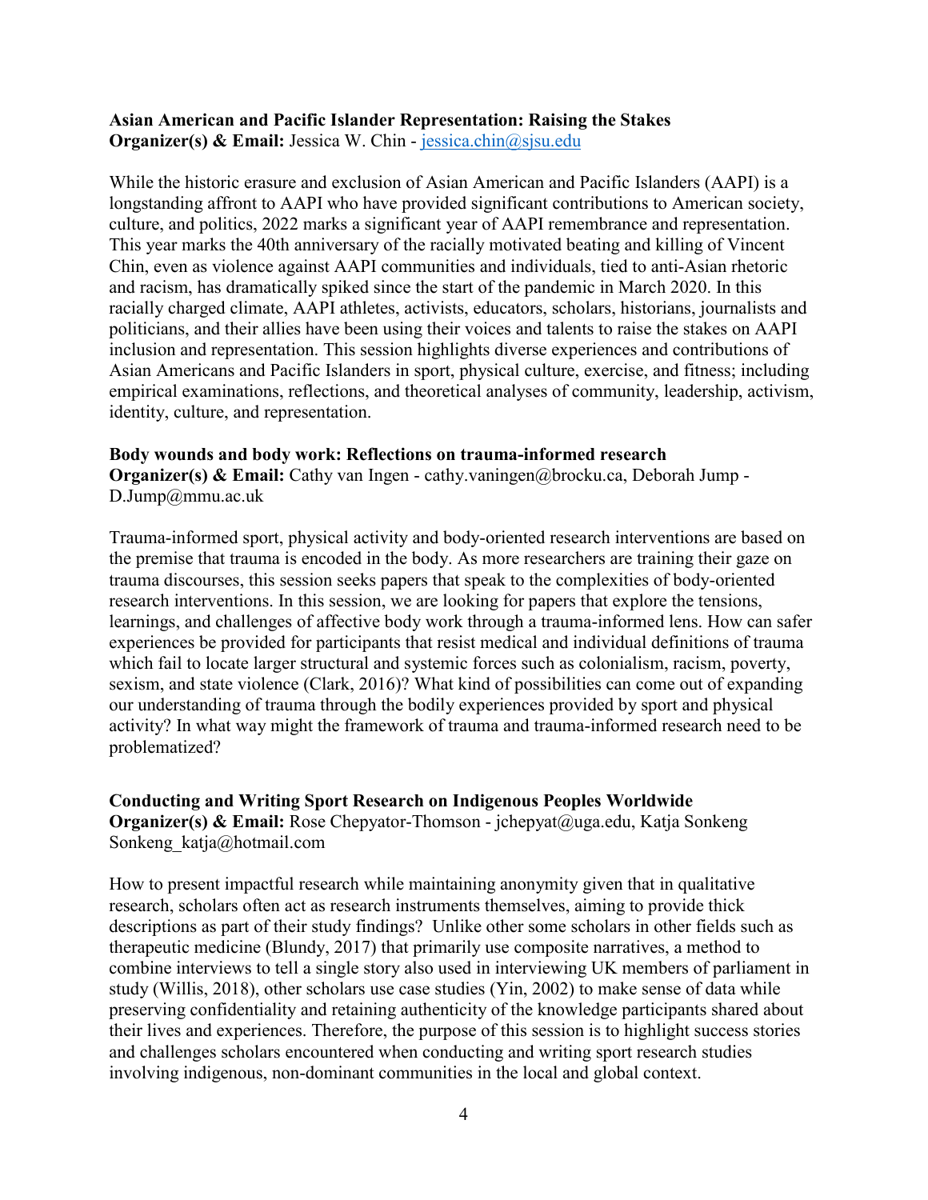**Asian American and Pacific Islander Representation: Raising the Stakes**
**Organizer(s) & Email:** Jessica W. Chin - jessica.chin@sjsu.edu

While the historic erasure and exclusion of Asian American and Pacific Islanders (AAPI) is a longstanding affront to AAPI who have provided significant contributions to American society, culture, and politics, 2022 marks a significant year of AAPI remembrance and representation. This year marks the 40th anniversary of the racially motivated beating and killing of Vincent Chin, even as violence against AAPI communities and individuals, tied to anti-Asian rhetoric and racism, has dramatically spiked since the start of the pandemic in March 2020. In this racially charged climate, AAPI athletes, activists, educators, scholars, historians, journalists and politicians, and their allies have been using their voices and talents to raise the stakes on AAPI inclusion and representation. This session highlights diverse experiences and contributions of Asian Americans and Pacific Islanders in sport, physical culture, exercise, and fitness; including empirical examinations, reflections, and theoretical analyses of community, leadership, activism, identity, culture, and representation.

**Body wounds and body work: Reflections on trauma-informed research**
**Organizer(s) & Email:** Cathy van Ingen - cathy.vaningen@brocku.ca, Deborah Jump - D.Jump@mmu.ac.uk

Trauma-informed sport, physical activity and body-oriented research interventions are based on the premise that trauma is encoded in the body. As more researchers are training their gaze on trauma discourses, this session seeks papers that speak to the complexities of body-oriented research interventions. In this session, we are looking for papers that explore the tensions, learnings, and challenges of affective body work through a trauma-informed lens. How can safer experiences be provided for participants that resist medical and individual definitions of trauma which fail to locate larger structural and systemic forces such as colonialism, racism, poverty, sexism, and state violence (Clark, 2016)? What kind of possibilities can come out of expanding our understanding of trauma through the bodily experiences provided by sport and physical activity? In what way might the framework of trauma and trauma-informed research need to be problematized?

**Conducting and Writing Sport Research on Indigenous Peoples Worldwide**
**Organizer(s) & Email:** Rose Chepyator-Thomson - jchepyat@uga.edu, Katja Sonkeng Sonkeng_katja@hotmail.com

How to present impactful research while maintaining anonymity given that in qualitative research, scholars often act as research instruments themselves, aiming to provide thick descriptions as part of their study findings?  Unlike other some scholars in other fields such as therapeutic medicine (Blundy, 2017) that primarily use composite narratives, a method to combine interviews to tell a single story also used in interviewing UK members of parliament in study (Willis, 2018), other scholars use case studies (Yin, 2002) to make sense of data while preserving confidentiality and retaining authenticity of the knowledge participants shared about their lives and experiences. Therefore, the purpose of this session is to highlight success stories and challenges scholars encountered when conducting and writing sport research studies involving indigenous, non-dominant communities in the local and global context.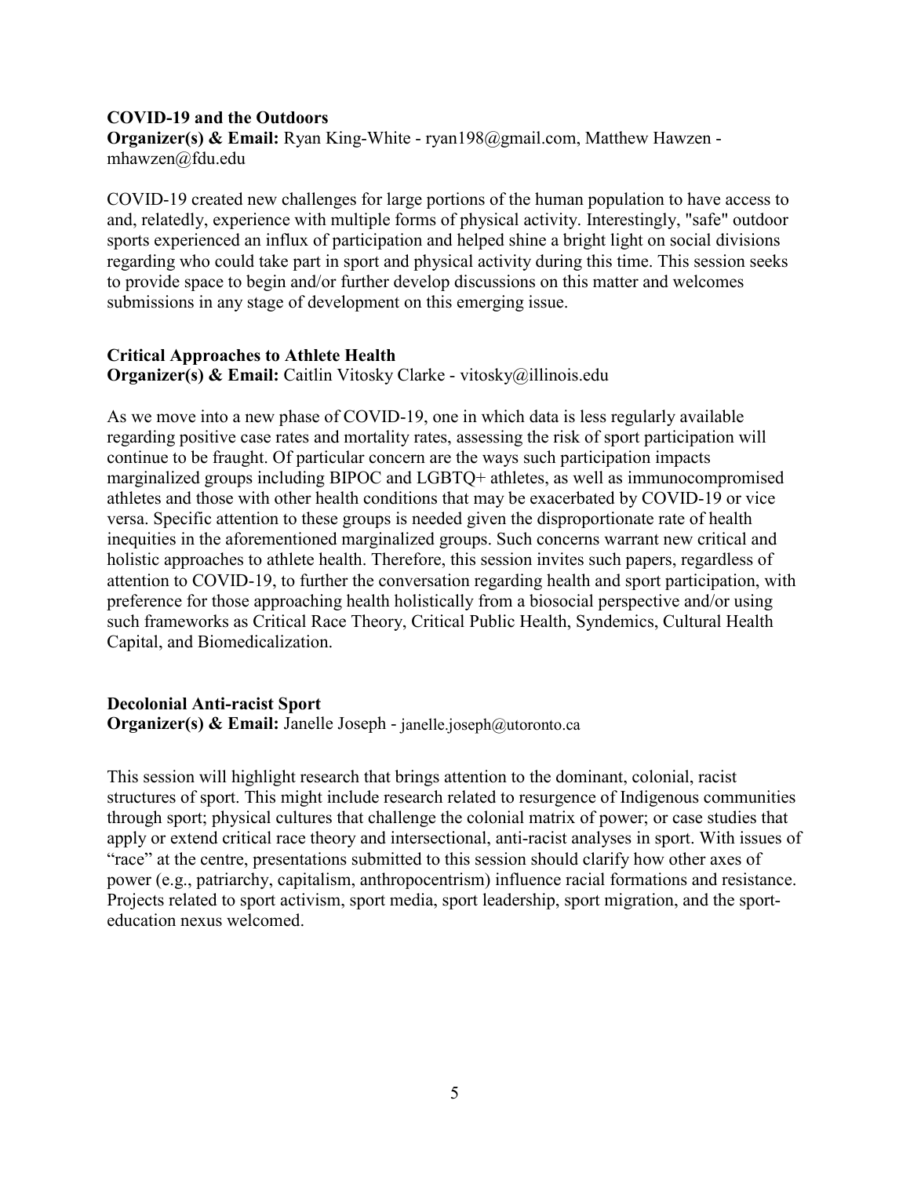**COVID-19 and the Outdoors**

**Organizer(s) & Email:** Ryan King-White - ryan198@gmail.com, Matthew Hawzen - mhawzen@fdu.edu

COVID-19 created new challenges for large portions of the human population to have access to and, relatedly, experience with multiple forms of physical activity. Interestingly, "safe" outdoor sports experienced an influx of participation and helped shine a bright light on social divisions regarding who could take part in sport and physical activity during this time. This session seeks to provide space to begin and/or further develop discussions on this matter and welcomes submissions in any stage of development on this emerging issue.

**Critical Approaches to Athlete Health**

**Organizer(s) & Email:** Caitlin Vitosky Clarke - vitosky@illinois.edu

As we move into a new phase of COVID-19, one in which data is less regularly available regarding positive case rates and mortality rates, assessing the risk of sport participation will continue to be fraught. Of particular concern are the ways such participation impacts marginalized groups including BIPOC and LGBTQ+ athletes, as well as immunocompromised athletes and those with other health conditions that may be exacerbated by COVID-19 or vice versa. Specific attention to these groups is needed given the disproportionate rate of health inequities in the aforementioned marginalized groups. Such concerns warrant new critical and holistic approaches to athlete health. Therefore, this session invites such papers, regardless of attention to COVID-19, to further the conversation regarding health and sport participation, with preference for those approaching health holistically from a biosocial perspective and/or using such frameworks as Critical Race Theory, Critical Public Health, Syndemics, Cultural Health Capital, and Biomedicalization.

**Decolonial Anti-racist Sport**

**Organizer(s) & Email:** Janelle Joseph - janelle.joseph@utoronto.ca

This session will highlight research that brings attention to the dominant, colonial, racist structures of sport. This might include research related to resurgence of Indigenous communities through sport; physical cultures that challenge the colonial matrix of power; or case studies that apply or extend critical race theory and intersectional, anti-racist analyses in sport. With issues of "race" at the centre, presentations submitted to this session should clarify how other axes of power (e.g., patriarchy, capitalism, anthropocentrism) influence racial formations and resistance. Projects related to sport activism, sport media, sport leadership, sport migration, and the sport-education nexus welcomed.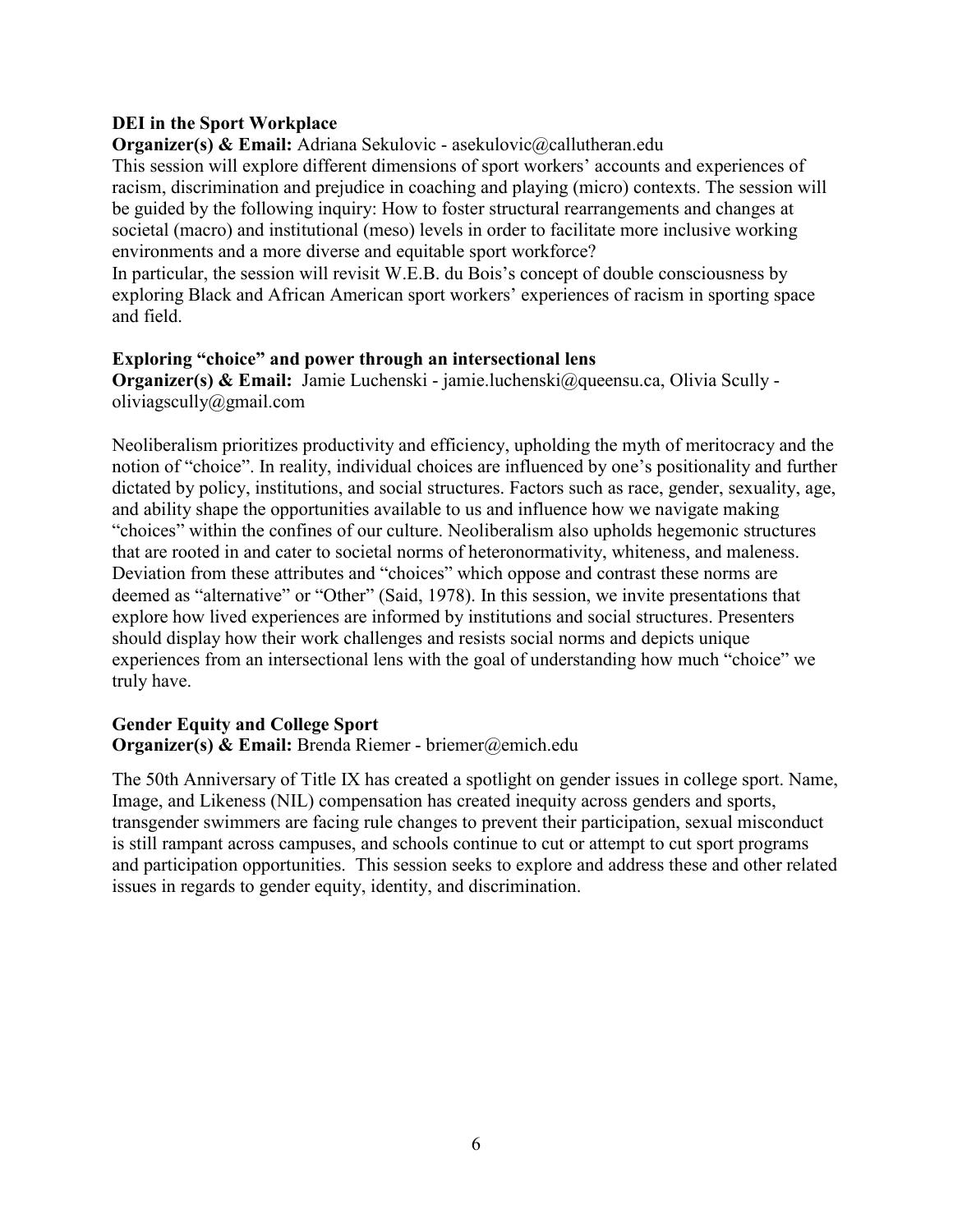**DEI in the Sport Workplace**

**Organizer(s) & Email:** Adriana Sekulovic - asekulovic@callutheran.edu

This session will explore different dimensions of sport workers' accounts and experiences of racism, discrimination and prejudice in coaching and playing (micro) contexts. The session will be guided by the following inquiry: How to foster structural rearrangements and changes at societal (macro) and institutional (meso) levels in order to facilitate more inclusive working environments and a more diverse and equitable sport workforce?

In particular, the session will revisit W.E.B. du Bois's concept of double consciousness by exploring Black and African American sport workers' experiences of racism in sporting space and field.

**Exploring "choice" and power through an intersectional lens**

**Organizer(s) & Email:** Jamie Luchenski - jamie.luchenski@queensu.ca, Olivia Scully - oliviagscully@gmail.com

Neoliberalism prioritizes productivity and efficiency, upholding the myth of meritocracy and the notion of "choice". In reality, individual choices are influenced by one's positionality and further dictated by policy, institutions, and social structures. Factors such as race, gender, sexuality, age, and ability shape the opportunities available to us and influence how we navigate making "choices" within the confines of our culture. Neoliberalism also upholds hegemonic structures that are rooted in and cater to societal norms of heteronormativity, whiteness, and maleness. Deviation from these attributes and "choices" which oppose and contrast these norms are deemed as "alternative" or "Other" (Said, 1978). In this session, we invite presentations that explore how lived experiences are informed by institutions and social structures. Presenters should display how their work challenges and resists social norms and depicts unique experiences from an intersectional lens with the goal of understanding how much "choice" we truly have.

**Gender Equity and College Sport**

**Organizer(s) & Email:** Brenda Riemer - briemer@emich.edu

The 50th Anniversary of Title IX has created a spotlight on gender issues in college sport. Name, Image, and Likeness (NIL) compensation has created inequity across genders and sports, transgender swimmers are facing rule changes to prevent their participation, sexual misconduct is still rampant across campuses, and schools continue to cut or attempt to cut sport programs and participation opportunities. This session seeks to explore and address these and other related issues in regards to gender equity, identity, and discrimination.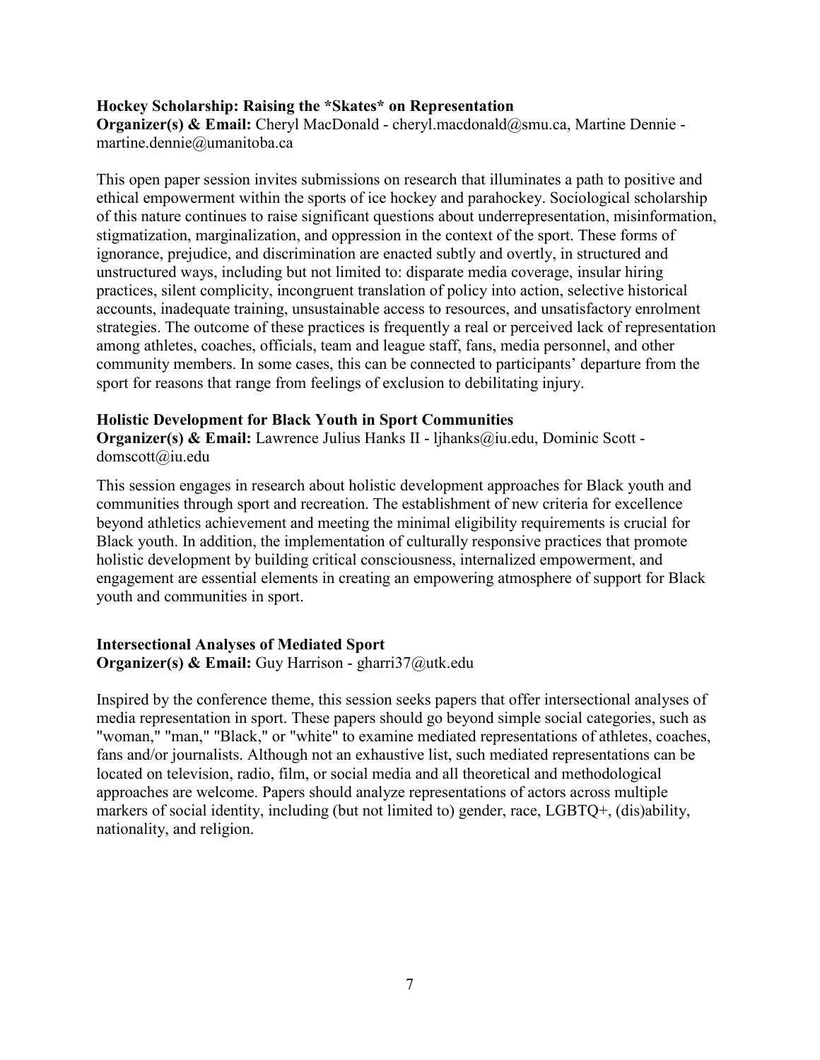**Hockey Scholarship: Raising the *Skates* on Representation**

**Organizer(s) & Email:** Cheryl MacDonald - cheryl.macdonald@smu.ca, Martine Dennie - martine.dennie@umanitoba.ca

This open paper session invites submissions on research that illuminates a path to positive and ethical empowerment within the sports of ice hockey and parahockey. Sociological scholarship of this nature continues to raise significant questions about underrepresentation, misinformation, stigmatization, marginalization, and oppression in the context of the sport. These forms of ignorance, prejudice, and discrimination are enacted subtly and overtly, in structured and unstructured ways, including but not limited to: disparate media coverage, insular hiring practices, silent complicity, incongruent translation of policy into action, selective historical accounts, inadequate training, unsustainable access to resources, and unsatisfactory enrolment strategies. The outcome of these practices is frequently a real or perceived lack of representation among athletes, coaches, officials, team and league staff, fans, media personnel, and other community members. In some cases, this can be connected to participants' departure from the sport for reasons that range from feelings of exclusion to debilitating injury.

**Holistic Development for Black Youth in Sport Communities**

**Organizer(s) & Email:** Lawrence Julius Hanks II - ljhanks@iu.edu, Dominic Scott - domscott@iu.edu

This session engages in research about holistic development approaches for Black youth and communities through sport and recreation. The establishment of new criteria for excellence beyond athletics achievement and meeting the minimal eligibility requirements is crucial for Black youth. In addition, the implementation of culturally responsive practices that promote holistic development by building critical consciousness, internalized empowerment, and engagement are essential elements in creating an empowering atmosphere of support for Black youth and communities in sport.

**Intersectional Analyses of Mediated Sport**

**Organizer(s) & Email:** Guy Harrison - gharri37@utk.edu

Inspired by the conference theme, this session seeks papers that offer intersectional analyses of media representation in sport. These papers should go beyond simple social categories, such as "woman," "man," "Black," or "white" to examine mediated representations of athletes, coaches, fans and/or journalists. Although not an exhaustive list, such mediated representations can be located on television, radio, film, or social media and all theoretical and methodological approaches are welcome. Papers should analyze representations of actors across multiple markers of social identity, including (but not limited to) gender, race, LGBTQ+, (dis)ability, nationality, and religion.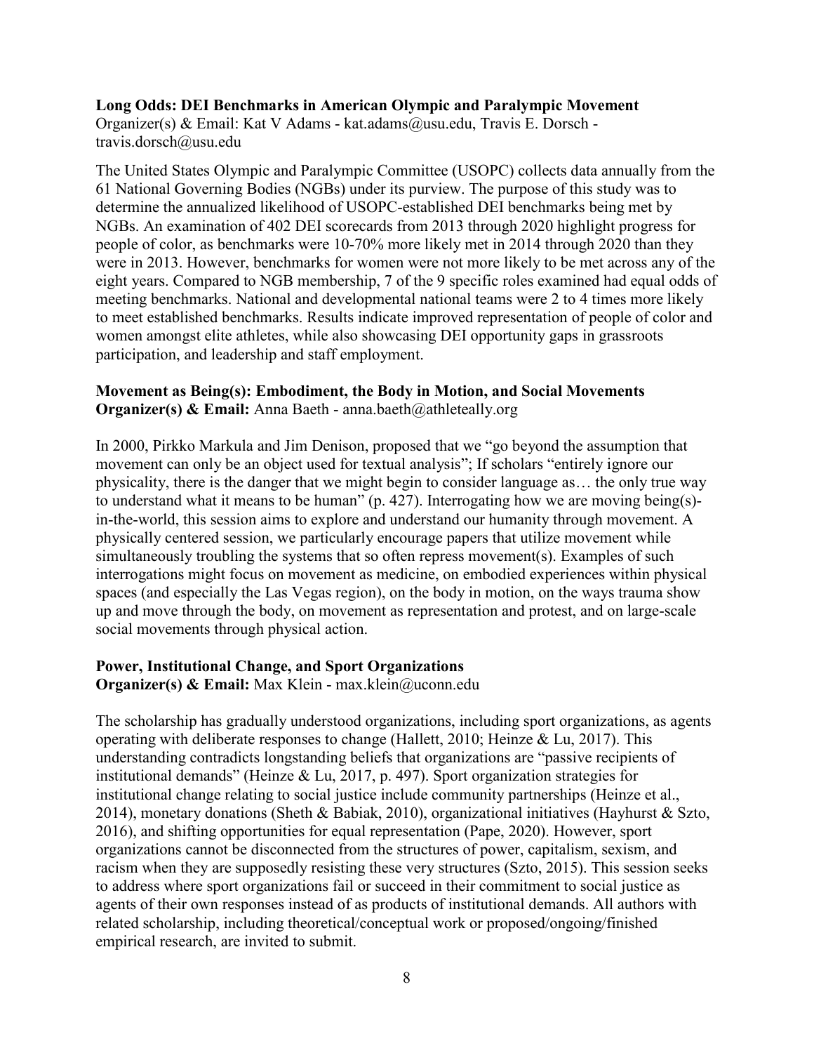**Long Odds: DEI Benchmarks in American Olympic and Paralympic Movement**
Organizer(s) & Email: Kat V Adams - kat.adams@usu.edu, Travis E. Dorsch - travis.dorsch@usu.edu

The United States Olympic and Paralympic Committee (USOPC) collects data annually from the 61 National Governing Bodies (NGBs) under its purview. The purpose of this study was to determine the annualized likelihood of USOPC-established DEI benchmarks being met by NGBs. An examination of 402 DEI scorecards from 2013 through 2020 highlight progress for people of color, as benchmarks were 10-70% more likely met in 2014 through 2020 than they were in 2013. However, benchmarks for women were not more likely to be met across any of the eight years. Compared to NGB membership, 7 of the 9 specific roles examined had equal odds of meeting benchmarks. National and developmental national teams were 2 to 4 times more likely to meet established benchmarks. Results indicate improved representation of people of color and women amongst elite athletes, while also showcasing DEI opportunity gaps in grassroots participation, and leadership and staff employment.

**Movement as Being(s): Embodiment, the Body in Motion, and Social Movements**
**Organizer(s) & Email:** Anna Baeth - anna.baeth@athleteally.org

In 2000, Pirkko Markula and Jim Denison, proposed that we "go beyond the assumption that movement can only be an object used for textual analysis"; If scholars "entirely ignore our physicality, there is the danger that we might begin to consider language as… the only true way to understand what it means to be human" (p. 427). Interrogating how we are moving being(s)-in-the-world, this session aims to explore and understand our humanity through movement. A physically centered session, we particularly encourage papers that utilize movement while simultaneously troubling the systems that so often repress movement(s). Examples of such interrogations might focus on movement as medicine, on embodied experiences within physical spaces (and especially the Las Vegas region), on the body in motion, on the ways trauma show up and move through the body, on movement as representation and protest, and on large-scale social movements through physical action.

**Power, Institutional Change, and Sport Organizations**
**Organizer(s) & Email:** Max Klein - max.klein@uconn.edu

The scholarship has gradually understood organizations, including sport organizations, as agents operating with deliberate responses to change (Hallett, 2010; Heinze & Lu, 2017). This understanding contradicts longstanding beliefs that organizations are "passive recipients of institutional demands" (Heinze & Lu, 2017, p. 497). Sport organization strategies for institutional change relating to social justice include community partnerships (Heinze et al., 2014), monetary donations (Sheth & Babiak, 2010), organizational initiatives (Hayhurst & Szto, 2016), and shifting opportunities for equal representation (Pape, 2020). However, sport organizations cannot be disconnected from the structures of power, capitalism, sexism, and racism when they are supposedly resisting these very structures (Szto, 2015). This session seeks to address where sport organizations fail or succeed in their commitment to social justice as agents of their own responses instead of as products of institutional demands. All authors with related scholarship, including theoretical/conceptual work or proposed/ongoing/finished empirical research, are invited to submit.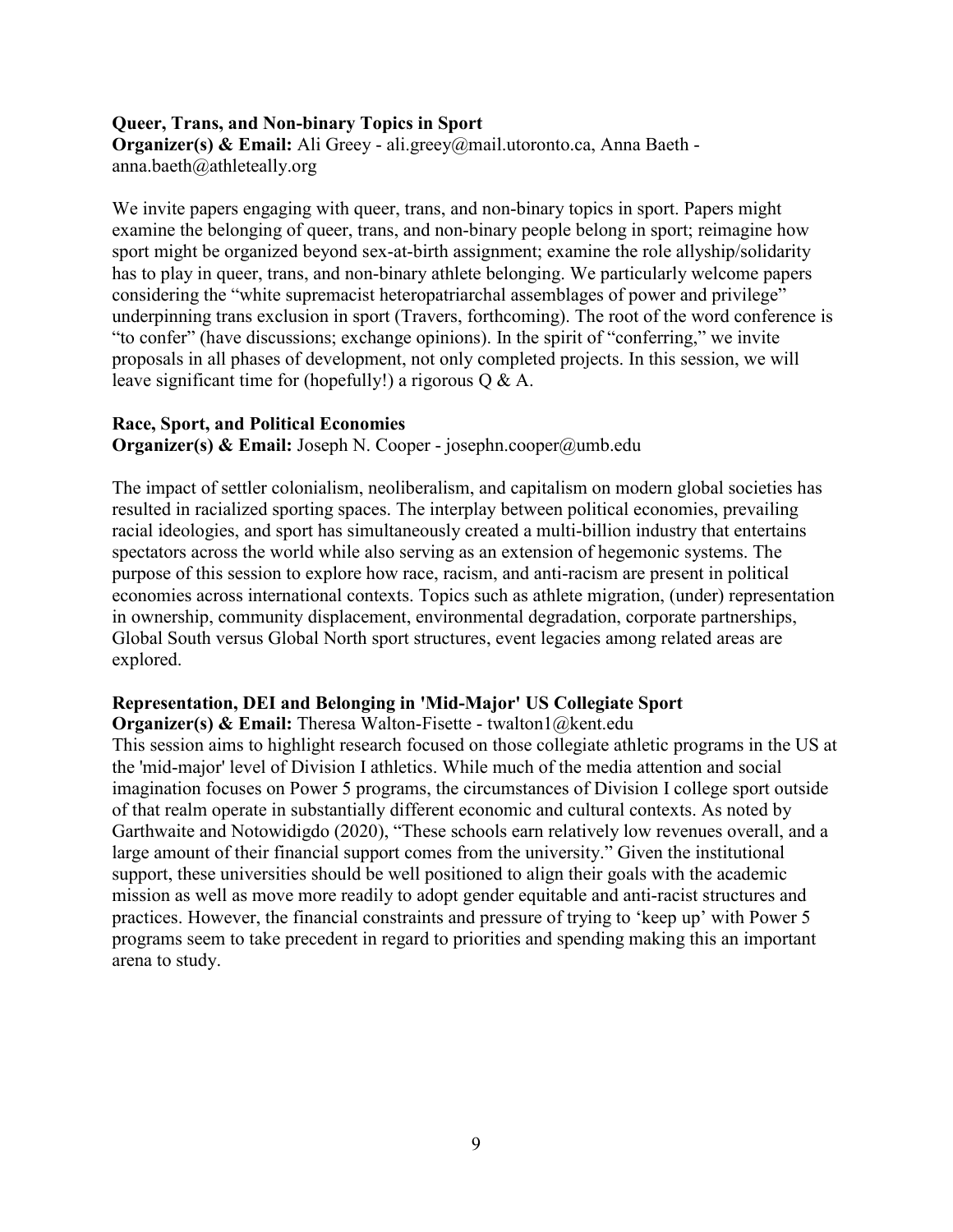**Queer, Trans, and Non-binary Topics in Sport**
**Organizer(s) & Email:** Ali Greey - ali.greey@mail.utoronto.ca, Anna Baeth - anna.baeth@athleteally.org

We invite papers engaging with queer, trans, and non-binary topics in sport. Papers might examine the belonging of queer, trans, and non-binary people belong in sport; reimagine how sport might be organized beyond sex-at-birth assignment; examine the role allyship/solidarity has to play in queer, trans, and non-binary athlete belonging. We particularly welcome papers considering the "white supremacist heteropatriarchal assemblages of power and privilege" underpinning trans exclusion in sport (Travers, forthcoming). The root of the word conference is "to confer" (have discussions; exchange opinions). In the spirit of "conferring," we invite proposals in all phases of development, not only completed projects. In this session, we will leave significant time for (hopefully!) a rigorous Q & A.

**Race, Sport, and Political Economies**
**Organizer(s) & Email:** Joseph N. Cooper - josephn.cooper@umb.edu

The impact of settler colonialism, neoliberalism, and capitalism on modern global societies has resulted in racialized sporting spaces. The interplay between political economies, prevailing racial ideologies, and sport has simultaneously created a multi-billion industry that entertains spectators across the world while also serving as an extension of hegemonic systems. The purpose of this session to explore how race, racism, and anti-racism are present in political economies across international contexts. Topics such as athlete migration, (under) representation in ownership, community displacement, environmental degradation, corporate partnerships, Global South versus Global North sport structures, event legacies among related areas are explored.

**Representation, DEI and Belonging in 'Mid-Major' US Collegiate Sport**
**Organizer(s) & Email:** Theresa Walton-Fisette - twalton1@kent.edu
This session aims to highlight research focused on those collegiate athletic programs in the US at the 'mid-major' level of Division I athletics. While much of the media attention and social imagination focuses on Power 5 programs, the circumstances of Division I college sport outside of that realm operate in substantially different economic and cultural contexts. As noted by Garthwaite and Notowidigdo (2020), "These schools earn relatively low revenues overall, and a large amount of their financial support comes from the university." Given the institutional support, these universities should be well positioned to align their goals with the academic mission as well as move more readily to adopt gender equitable and anti-racist structures and practices. However, the financial constraints and pressure of trying to 'keep up' with Power 5 programs seem to take precedent in regard to priorities and spending making this an important arena to study.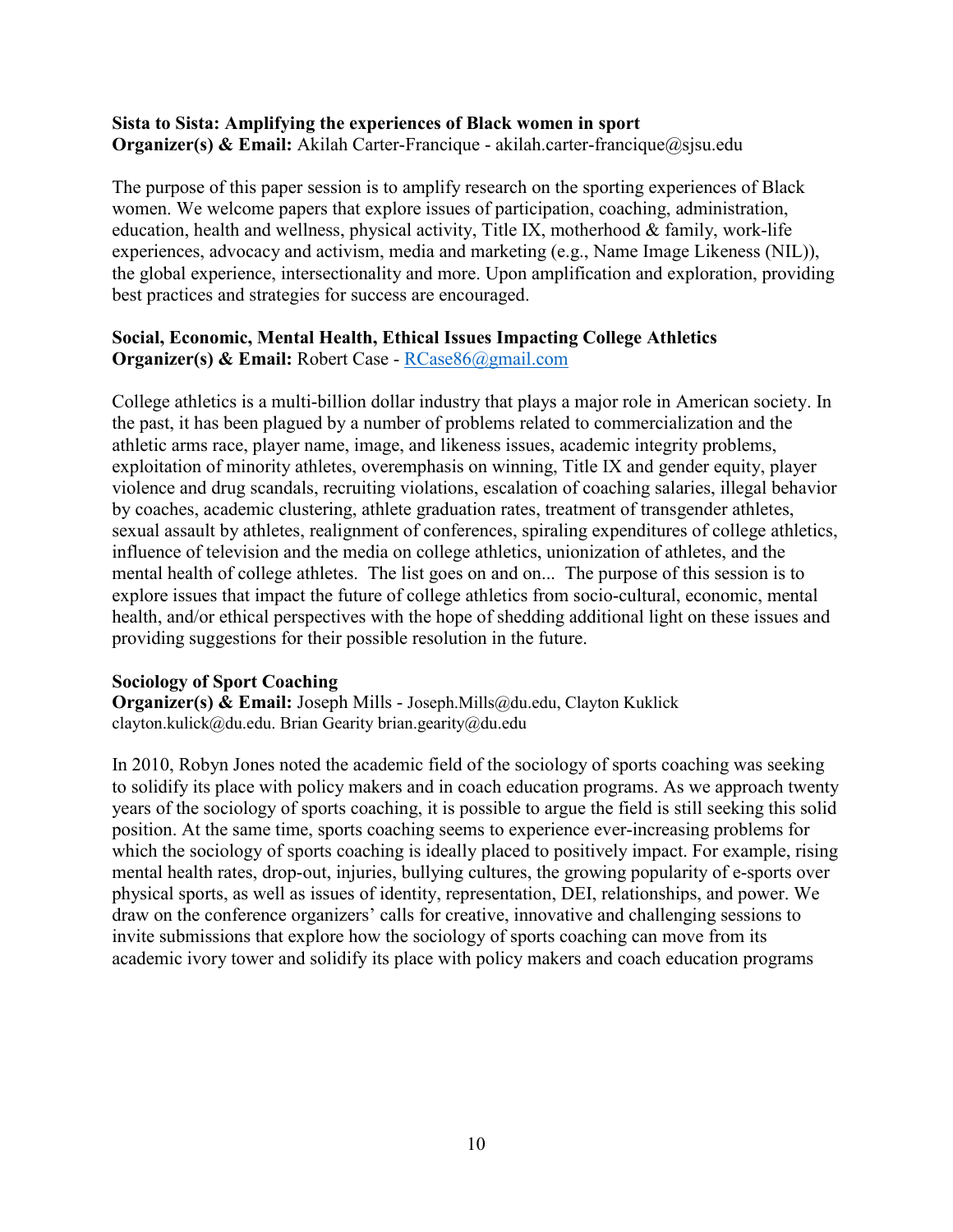**Sista to Sista: Amplifying the experiences of Black women in sport**
**Organizer(s) & Email:** Akilah Carter-Francique - akilah.carter-francique@sjsu.edu

The purpose of this paper session is to amplify research on the sporting experiences of Black women. We welcome papers that explore issues of participation, coaching, administration, education, health and wellness, physical activity, Title IX, motherhood & family, work-life experiences, advocacy and activism, media and marketing (e.g., Name Image Likeness (NIL)), the global experience, intersectionality and more. Upon amplification and exploration, providing best practices and strategies for success are encouraged.

**Social, Economic, Mental Health, Ethical Issues Impacting College Athletics**
**Organizer(s) & Email:** Robert Case - RCase86@gmail.com

College athletics is a multi-billion dollar industry that plays a major role in American society. In the past, it has been plagued by a number of problems related to commercialization and the athletic arms race, player name, image, and likeness issues, academic integrity problems, exploitation of minority athletes, overemphasis on winning, Title IX and gender equity, player violence and drug scandals, recruiting violations, escalation of coaching salaries, illegal behavior by coaches, academic clustering, athlete graduation rates, treatment of transgender athletes, sexual assault by athletes, realignment of conferences, spiraling expenditures of college athletics, influence of television and the media on college athletics, unionization of athletes, and the mental health of college athletes. The list goes on and on... The purpose of this session is to explore issues that impact the future of college athletics from socio-cultural, economic, mental health, and/or ethical perspectives with the hope of shedding additional light on these issues and providing suggestions for their possible resolution in the future.

**Sociology of Sport Coaching**
**Organizer(s) & Email:** Joseph Mills - Joseph.Mills@du.edu, Clayton Kuklick clayton.kulick@du.edu. Brian Gearity brian.gearity@du.edu

In 2010, Robyn Jones noted the academic field of the sociology of sports coaching was seeking to solidify its place with policy makers and in coach education programs. As we approach twenty years of the sociology of sports coaching, it is possible to argue the field is still seeking this solid position. At the same time, sports coaching seems to experience ever-increasing problems for which the sociology of sports coaching is ideally placed to positively impact. For example, rising mental health rates, drop-out, injuries, bullying cultures, the growing popularity of e-sports over physical sports, as well as issues of identity, representation, DEI, relationships, and power. We draw on the conference organizers' calls for creative, innovative and challenging sessions to invite submissions that explore how the sociology of sports coaching can move from its academic ivory tower and solidify its place with policy makers and coach education programs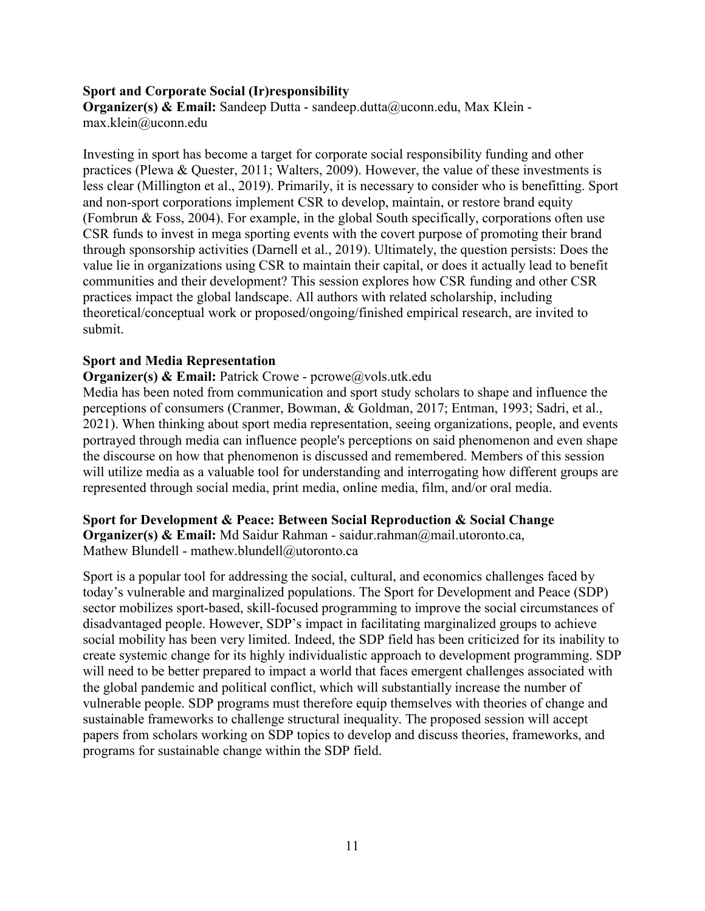### Sport and Corporate Social (Ir)responsibility

**Organizer(s) & Email:** Sandeep Dutta - sandeep.dutta@uconn.edu, Max Klein - max.klein@uconn.edu

Investing in sport has become a target for corporate social responsibility funding and other practices (Plewa & Quester, 2011; Walters, 2009). However, the value of these investments is less clear (Millington et al., 2019). Primarily, it is necessary to consider who is benefitting. Sport and non-sport corporations implement CSR to develop, maintain, or restore brand equity (Fombrun & Foss, 2004). For example, in the global South specifically, corporations often use CSR funds to invest in mega sporting events with the covert purpose of promoting their brand through sponsorship activities (Darnell et al., 2019). Ultimately, the question persists: Does the value lie in organizations using CSR to maintain their capital, or does it actually lead to benefit communities and their development? This session explores how CSR funding and other CSR practices impact the global landscape. All authors with related scholarship, including theoretical/conceptual work or proposed/ongoing/finished empirical research, are invited to submit.

### Sport and Media Representation

**Organizer(s) & Email:** Patrick Crowe - pcrowe@vols.utk.edu

Media has been noted from communication and sport study scholars to shape and influence the perceptions of consumers (Cranmer, Bowman, & Goldman, 2017; Entman, 1993; Sadri, et al., 2021). When thinking about sport media representation, seeing organizations, people, and events portrayed through media can influence people's perceptions on said phenomenon and even shape the discourse on how that phenomenon is discussed and remembered. Members of this session will utilize media as a valuable tool for understanding and interrogating how different groups are represented through social media, print media, online media, film, and/or oral media.

### Sport for Development & Peace: Between Social Reproduction & Social Change

**Organizer(s) & Email:** Md Saidur Rahman - saidur.rahman@mail.utoronto.ca, Mathew Blundell - mathew.blundell@utoronto.ca

Sport is a popular tool for addressing the social, cultural, and economics challenges faced by today's vulnerable and marginalized populations. The Sport for Development and Peace (SDP) sector mobilizes sport-based, skill-focused programming to improve the social circumstances of disadvantaged people. However, SDP's impact in facilitating marginalized groups to achieve social mobility has been very limited. Indeed, the SDP field has been criticized for its inability to create systemic change for its highly individualistic approach to development programming. SDP will need to be better prepared to impact a world that faces emergent challenges associated with the global pandemic and political conflict, which will substantially increase the number of vulnerable people. SDP programs must therefore equip themselves with theories of change and sustainable frameworks to challenge structural inequality. The proposed session will accept papers from scholars working on SDP topics to develop and discuss theories, frameworks, and programs for sustainable change within the SDP field.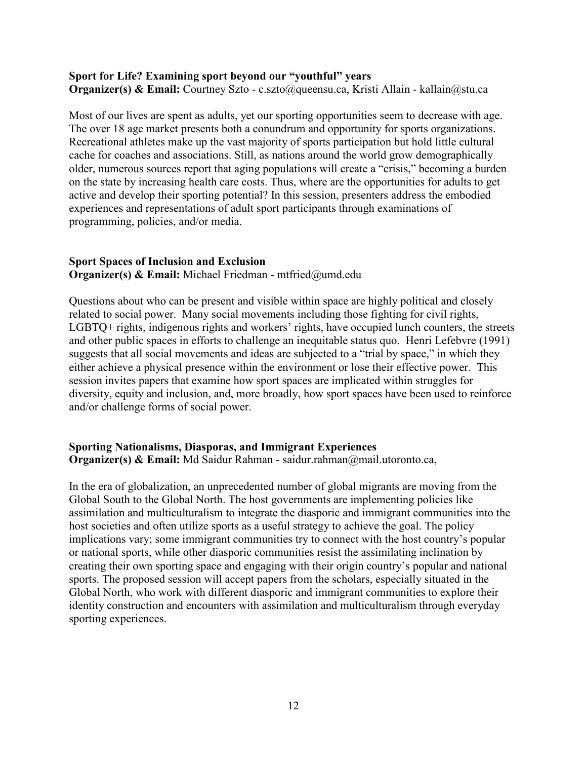**Sport for Life? Examining sport beyond our "youthful" years**
**Organizer(s) & Email:** Courtney Szto - c.szto@queensu.ca, Kristi Allain - kallain@stu.ca

Most of our lives are spent as adults, yet our sporting opportunities seem to decrease with age. The over 18 age market presents both a conundrum and opportunity for sports organizations. Recreational athletes make up the vast majority of sports participation but hold little cultural cache for coaches and associations. Still, as nations around the world grow demographically older, numerous sources report that aging populations will create a "crisis," becoming a burden on the state by increasing health care costs. Thus, where are the opportunities for adults to get active and develop their sporting potential? In this session, presenters address the embodied experiences and representations of adult sport participants through examinations of programming, policies, and/or media.

**Sport Spaces of Inclusion and Exclusion**
**Organizer(s) & Email:** Michael Friedman - mtfried@umd.edu

Questions about who can be present and visible within space are highly political and closely related to social power. Many social movements including those fighting for civil rights, LGBTQ+ rights, indigenous rights and workers' rights, have occupied lunch counters, the streets and other public spaces in efforts to challenge an inequitable status quo. Henri Lefebvre (1991) suggests that all social movements and ideas are subjected to a "trial by space," in which they either achieve a physical presence within the environment or lose their effective power. This session invites papers that examine how sport spaces are implicated within struggles for diversity, equity and inclusion, and, more broadly, how sport spaces have been used to reinforce and/or challenge forms of social power.

**Sporting Nationalisms, Diasporas, and Immigrant Experiences**
**Organizer(s) & Email:** Md Saidur Rahman - saidur.rahman@mail.utoronto.ca,

In the era of globalization, an unprecedented number of global migrants are moving from the Global South to the Global North. The host governments are implementing policies like assimilation and multiculturalism to integrate the diasporic and immigrant communities into the host societies and often utilize sports as a useful strategy to achieve the goal. The policy implications vary; some immigrant communities try to connect with the host country's popular or national sports, while other diasporic communities resist the assimilating inclination by creating their own sporting space and engaging with their origin country's popular and national sports. The proposed session will accept papers from the scholars, especially situated in the Global North, who work with different diasporic and immigrant communities to explore their identity construction and encounters with assimilation and multiculturalism through everyday sporting experiences.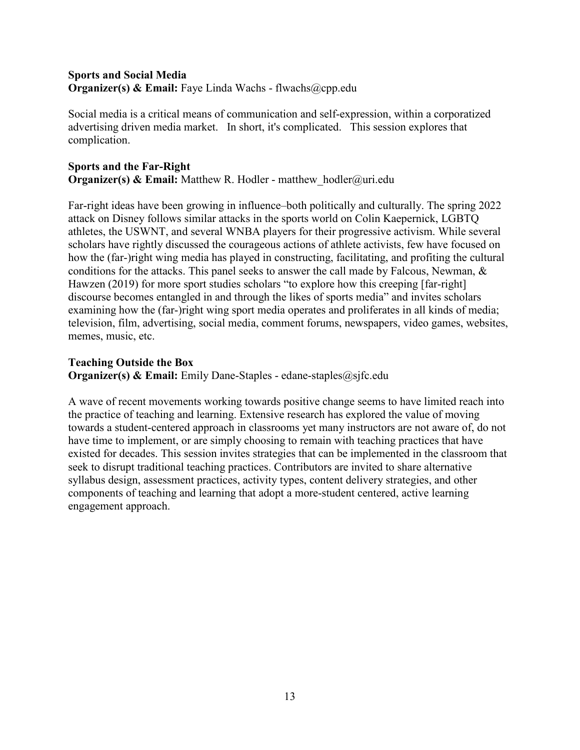**Sports and Social Media**

**Organizer(s) & Email:** Faye Linda Wachs - flwachs@cpp.edu

Social media is a critical means of communication and self-expression, within a corporatized advertising driven media market. In short, it's complicated. This session explores that complication.

**Sports and the Far-Right**

**Organizer(s) & Email:** Matthew R. Hodler - matthew_hodler@uri.edu

Far-right ideas have been growing in influence–both politically and culturally. The spring 2022 attack on Disney follows similar attacks in the sports world on Colin Kaepernick, LGBTQ athletes, the USWNT, and several WNBA players for their progressive activism. While several scholars have rightly discussed the courageous actions of athlete activists, few have focused on how the (far-)right wing media has played in constructing, facilitating, and profiting the cultural conditions for the attacks. This panel seeks to answer the call made by Falcous, Newman, & Hawzen (2019) for more sport studies scholars "to explore how this creeping [far-right] discourse becomes entangled in and through the likes of sports media" and invites scholars examining how the (far-)right wing sport media operates and proliferates in all kinds of media; television, film, advertising, social media, comment forums, newspapers, video games, websites, memes, music, etc.

**Teaching Outside the Box**

**Organizer(s) & Email:** Emily Dane-Staples - edane-staples@sjfc.edu

A wave of recent movements working towards positive change seems to have limited reach into the practice of teaching and learning. Extensive research has explored the value of moving towards a student-centered approach in classrooms yet many instructors are not aware of, do not have time to implement, or are simply choosing to remain with teaching practices that have existed for decades. This session invites strategies that can be implemented in the classroom that seek to disrupt traditional teaching practices. Contributors are invited to share alternative syllabus design, assessment practices, activity types, content delivery strategies, and other components of teaching and learning that adopt a more-student centered, active learning engagement approach.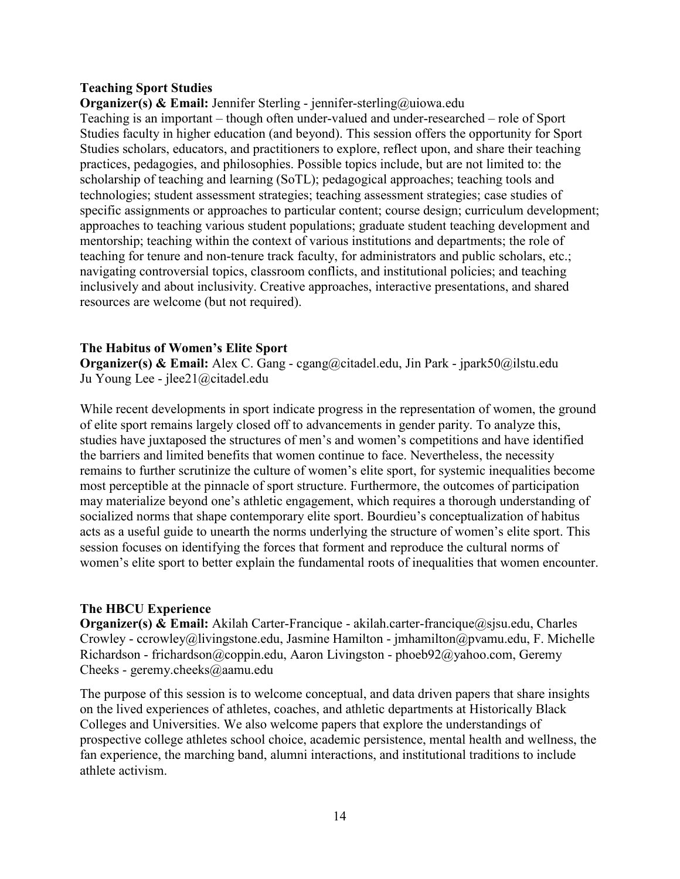### Teaching Sport Studies

**Organizer(s) & Email:** Jennifer Sterling - jennifer-sterling@uiowa.edu

Teaching is an important – though often under-valued and under-researched – role of Sport Studies faculty in higher education (and beyond). This session offers the opportunity for Sport Studies scholars, educators, and practitioners to explore, reflect upon, and share their teaching practices, pedagogies, and philosophies. Possible topics include, but are not limited to: the scholarship of teaching and learning (SoTL); pedagogical approaches; teaching tools and technologies; student assessment strategies; teaching assessment strategies; case studies of specific assignments or approaches to particular content; course design; curriculum development; approaches to teaching various student populations; graduate student teaching development and mentorship; teaching within the context of various institutions and departments; the role of teaching for tenure and non-tenure track faculty, for administrators and public scholars, etc.; navigating controversial topics, classroom conflicts, and institutional policies; and teaching inclusively and about inclusivity. Creative approaches, interactive presentations, and shared resources are welcome (but not required).

### The Habitus of Women's Elite Sport

**Organizer(s) & Email:** Alex C. Gang - cgang@citadel.edu, Jin Park - jpark50@ilstu.edu Ju Young Lee - jlee21@citadel.edu

While recent developments in sport indicate progress in the representation of women, the ground of elite sport remains largely closed off to advancements in gender parity. To analyze this, studies have juxtaposed the structures of men's and women's competitions and have identified the barriers and limited benefits that women continue to face. Nevertheless, the necessity remains to further scrutinize the culture of women's elite sport, for systemic inequalities become most perceptible at the pinnacle of sport structure. Furthermore, the outcomes of participation may materialize beyond one's athletic engagement, which requires a thorough understanding of socialized norms that shape contemporary elite sport. Bourdieu's conceptualization of habitus acts as a useful guide to unearth the norms underlying the structure of women's elite sport. This session focuses on identifying the forces that forment and reproduce the cultural norms of women's elite sport to better explain the fundamental roots of inequalities that women encounter.

### The HBCU Experience

**Organizer(s) & Email:** Akilah Carter-Francique - akilah.carter-francique@sjsu.edu, Charles Crowley - ccrowley@livingstone.edu, Jasmine Hamilton - jmhamilton@pvamu.edu, F. Michelle Richardson - frichardson@coppin.edu, Aaron Livingston - phoeb92@yahoo.com, Geremy Cheeks - geremy.cheeks@aamu.edu

The purpose of this session is to welcome conceptual, and data driven papers that share insights on the lived experiences of athletes, coaches, and athletic departments at Historically Black Colleges and Universities. We also welcome papers that explore the understandings of prospective college athletes school choice, academic persistence, mental health and wellness, the fan experience, the marching band, alumni interactions, and institutional traditions to include athlete activism.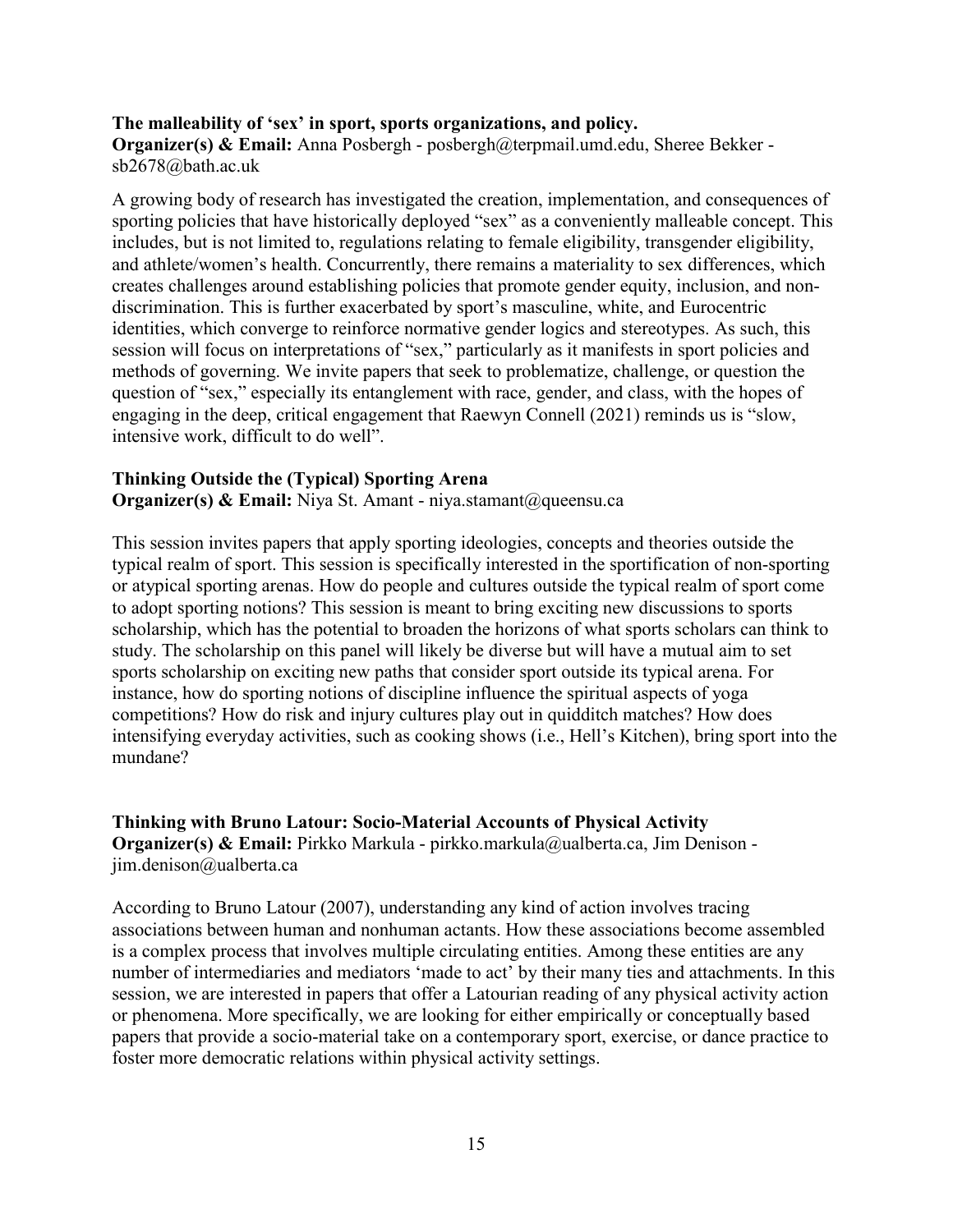**The malleability of 'sex' in sport, sports organizations, and policy.**
**Organizer(s) & Email:** Anna Posbergh - posbergh@terpmail.umd.edu, Sheree Bekker - sb2678@bath.ac.uk

A growing body of research has investigated the creation, implementation, and consequences of sporting policies that have historically deployed "sex" as a conveniently malleable concept. This includes, but is not limited to, regulations relating to female eligibility, transgender eligibility, and athlete/women's health. Concurrently, there remains a materiality to sex differences, which creates challenges around establishing policies that promote gender equity, inclusion, and non-discrimination. This is further exacerbated by sport's masculine, white, and Eurocentric identities, which converge to reinforce normative gender logics and stereotypes. As such, this session will focus on interpretations of "sex," particularly as it manifests in sport policies and methods of governing. We invite papers that seek to problematize, challenge, or question the question of "sex," especially its entanglement with race, gender, and class, with the hopes of engaging in the deep, critical engagement that Raewyn Connell (2021) reminds us is "slow, intensive work, difficult to do well".

**Thinking Outside the (Typical) Sporting Arena**
**Organizer(s) & Email:** Niya St. Amant - niya.stamant@queensu.ca

This session invites papers that apply sporting ideologies, concepts and theories outside the typical realm of sport. This session is specifically interested in the sportification of non-sporting or atypical sporting arenas. How do people and cultures outside the typical realm of sport come to adopt sporting notions? This session is meant to bring exciting new discussions to sports scholarship, which has the potential to broaden the horizons of what sports scholars can think to study. The scholarship on this panel will likely be diverse but will have a mutual aim to set sports scholarship on exciting new paths that consider sport outside its typical arena. For instance, how do sporting notions of discipline influence the spiritual aspects of yoga competitions? How do risk and injury cultures play out in quidditch matches? How does intensifying everyday activities, such as cooking shows (i.e., Hell's Kitchen), bring sport into the mundane?

**Thinking with Bruno Latour: Socio-Material Accounts of Physical Activity**
**Organizer(s) & Email:** Pirkko Markula - pirkko.markula@ualberta.ca, Jim Denison - jim.denison@ualberta.ca

According to Bruno Latour (2007), understanding any kind of action involves tracing associations between human and nonhuman actants. How these associations become assembled is a complex process that involves multiple circulating entities. Among these entities are any number of intermediaries and mediators 'made to act' by their many ties and attachments. In this session, we are interested in papers that offer a Latourian reading of any physical activity action or phenomena. More specifically, we are looking for either empirically or conceptually based papers that provide a socio-material take on a contemporary sport, exercise, or dance practice to foster more democratic relations within physical activity settings.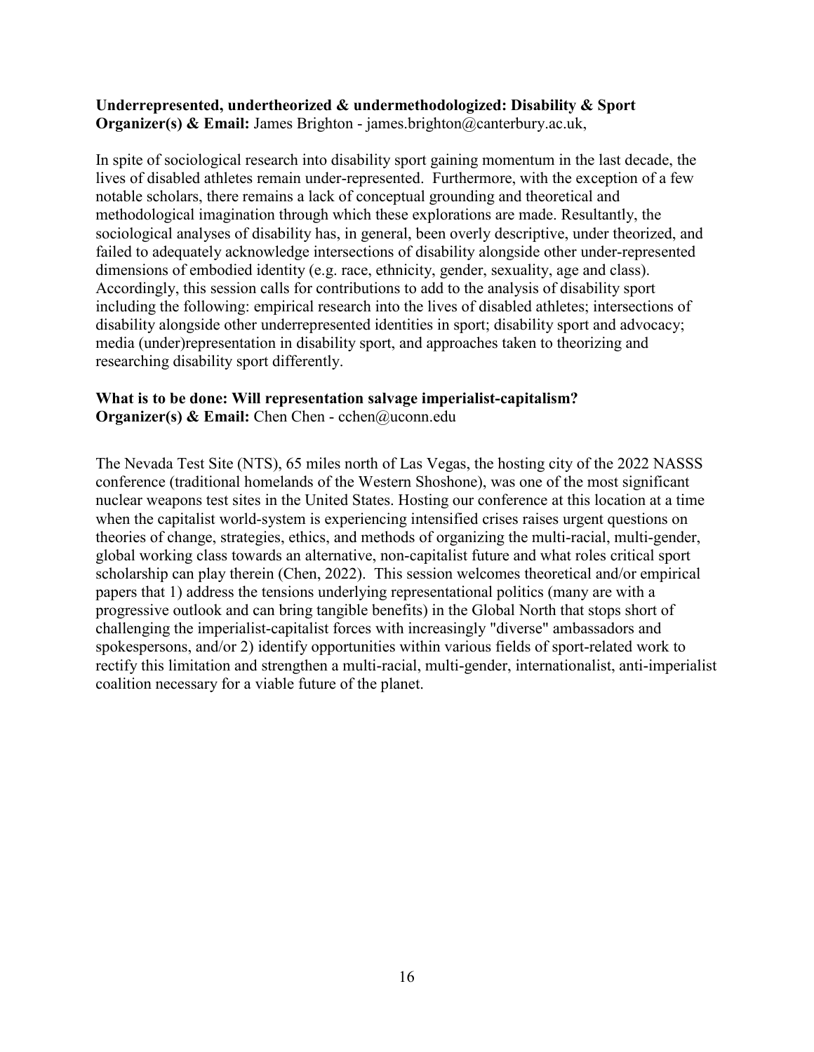**Underrepresented, undertheorized & undermethodologized: Disability & Sport**
**Organizer(s) & Email:** James Brighton - james.brighton@canterbury.ac.uk,

In spite of sociological research into disability sport gaining momentum in the last decade, the lives of disabled athletes remain under-represented. Furthermore, with the exception of a few notable scholars, there remains a lack of conceptual grounding and theoretical and methodological imagination through which these explorations are made. Resultantly, the sociological analyses of disability has, in general, been overly descriptive, under theorized, and failed to adequately acknowledge intersections of disability alongside other under-represented dimensions of embodied identity (e.g. race, ethnicity, gender, sexuality, age and class). Accordingly, this session calls for contributions to add to the analysis of disability sport including the following: empirical research into the lives of disabled athletes; intersections of disability alongside other underrepresented identities in sport; disability sport and advocacy; media (under)representation in disability sport, and approaches taken to theorizing and researching disability sport differently.

**What is to be done: Will representation salvage imperialist-capitalism?**
**Organizer(s) & Email:** Chen Chen - cchen@uconn.edu

The Nevada Test Site (NTS), 65 miles north of Las Vegas, the hosting city of the 2022 NASSS conference (traditional homelands of the Western Shoshone), was one of the most significant nuclear weapons test sites in the United States. Hosting our conference at this location at a time when the capitalist world-system is experiencing intensified crises raises urgent questions on theories of change, strategies, ethics, and methods of organizing the multi-racial, multi-gender, global working class towards an alternative, non-capitalist future and what roles critical sport scholarship can play therein (Chen, 2022). This session welcomes theoretical and/or empirical papers that 1) address the tensions underlying representational politics (many are with a progressive outlook and can bring tangible benefits) in the Global North that stops short of challenging the imperialist-capitalist forces with increasingly "diverse" ambassadors and spokespersons, and/or 2) identify opportunities within various fields of sport-related work to rectify this limitation and strengthen a multi-racial, multi-gender, internationalist, anti-imperialist coalition necessary for a viable future of the planet.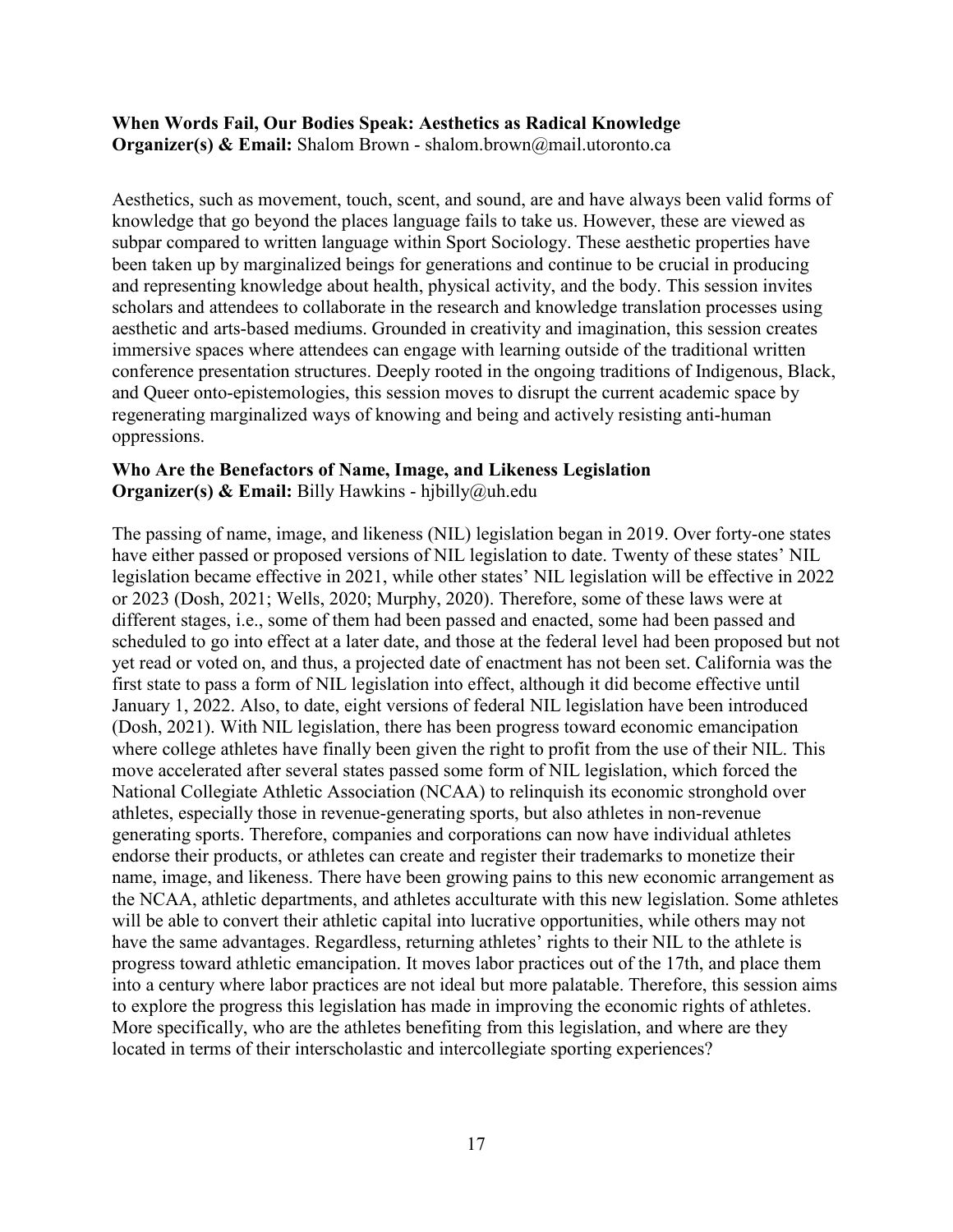**When Words Fail, Our Bodies Speak: Aesthetics as Radical Knowledge**
**Organizer(s) & Email:** Shalom Brown - shalom.brown@mail.utoronto.ca

Aesthetics, such as movement, touch, scent, and sound, are and have always been valid forms of knowledge that go beyond the places language fails to take us. However, these are viewed as subpar compared to written language within Sport Sociology. These aesthetic properties have been taken up by marginalized beings for generations and continue to be crucial in producing and representing knowledge about health, physical activity, and the body. This session invites scholars and attendees to collaborate in the research and knowledge translation processes using aesthetic and arts-based mediums. Grounded in creativity and imagination, this session creates immersive spaces where attendees can engage with learning outside of the traditional written conference presentation structures. Deeply rooted in the ongoing traditions of Indigenous, Black, and Queer onto-epistemologies, this session moves to disrupt the current academic space by regenerating marginalized ways of knowing and being and actively resisting anti-human oppressions.

**Who Are the Benefactors of Name, Image, and Likeness Legislation**
**Organizer(s) & Email:** Billy Hawkins - hjbilly@uh.edu

The passing of name, image, and likeness (NIL) legislation began in 2019. Over forty-one states have either passed or proposed versions of NIL legislation to date. Twenty of these states' NIL legislation became effective in 2021, while other states' NIL legislation will be effective in 2022 or 2023 (Dosh, 2021; Wells, 2020; Murphy, 2020). Therefore, some of these laws were at different stages, i.e., some of them had been passed and enacted, some had been passed and scheduled to go into effect at a later date, and those at the federal level had been proposed but not yet read or voted on, and thus, a projected date of enactment has not been set. California was the first state to pass a form of NIL legislation into effect, although it did become effective until January 1, 2022. Also, to date, eight versions of federal NIL legislation have been introduced (Dosh, 2021). With NIL legislation, there has been progress toward economic emancipation where college athletes have finally been given the right to profit from the use of their NIL. This move accelerated after several states passed some form of NIL legislation, which forced the National Collegiate Athletic Association (NCAA) to relinquish its economic stronghold over athletes, especially those in revenue-generating sports, but also athletes in non-revenue generating sports. Therefore, companies and corporations can now have individual athletes endorse their products, or athletes can create and register their trademarks to monetize their name, image, and likeness. There have been growing pains to this new economic arrangement as the NCAA, athletic departments, and athletes acculturate with this new legislation. Some athletes will be able to convert their athletic capital into lucrative opportunities, while others may not have the same advantages. Regardless, returning athletes' rights to their NIL to the athlete is progress toward athletic emancipation. It moves labor practices out of the 17th, and place them into a century where labor practices are not ideal but more palatable. Therefore, this session aims to explore the progress this legislation has made in improving the economic rights of athletes. More specifically, who are the athletes benefiting from this legislation, and where are they located in terms of their interscholastic and intercollegiate sporting experiences?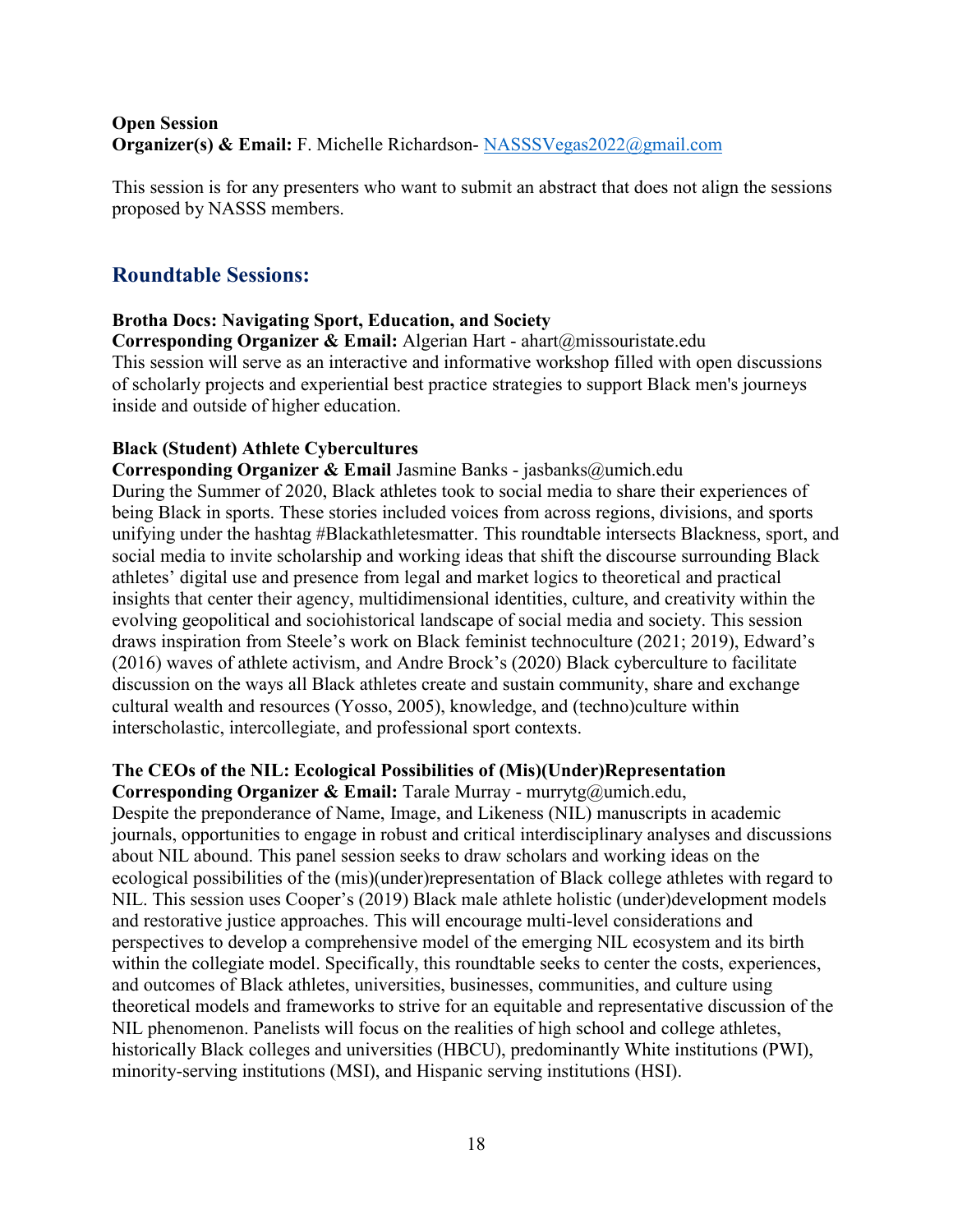**Open Session**
**Organizer(s) & Email:** F. Michelle Richardson- NASSSVegas2022@gmail.com

This session is for any presenters who want to submit an abstract that does not align the sessions proposed by NASSS members.

## Roundtable Sessions:

**Brotha Docs: Navigating Sport, Education, and Society**
**Corresponding Organizer & Email:** Algerian Hart - ahart@missouristate.edu
This session will serve as an interactive and informative workshop filled with open discussions of scholarly projects and experiential best practice strategies to support Black men's journeys inside and outside of higher education.

**Black (Student) Athlete Cybercultures**
**Corresponding Organizer & Email** Jasmine Banks - jasbanks@umich.edu
During the Summer of 2020, Black athletes took to social media to share their experiences of being Black in sports. These stories included voices from across regions, divisions, and sports unifying under the hashtag #Blackathletesmatter. This roundtable intersects Blackness, sport, and social media to invite scholarship and working ideas that shift the discourse surrounding Black athletes' digital use and presence from legal and market logics to theoretical and practical insights that center their agency, multidimensional identities, culture, and creativity within the evolving geopolitical and sociohistorical landscape of social media and society. This session draws inspiration from Steele's work on Black feminist technoculture (2021; 2019), Edward's (2016) waves of athlete activism, and Andre Brock's (2020) Black cyberculture to facilitate discussion on the ways all Black athletes create and sustain community, share and exchange cultural wealth and resources (Yosso, 2005), knowledge, and (techno)culture within interscholastic, intercollegiate, and professional sport contexts.

**The CEOs of the NIL: Ecological Possibilities of (Mis)(Under)Representation**
**Corresponding Organizer & Email:** Tarale Murray - murrytg@umich.edu,
Despite the preponderance of Name, Image, and Likeness (NIL) manuscripts in academic journals, opportunities to engage in robust and critical interdisciplinary analyses and discussions about NIL abound. This panel session seeks to draw scholars and working ideas on the ecological possibilities of the (mis)(under)representation of Black college athletes with regard to NIL. This session uses Cooper's (2019) Black male athlete holistic (under)development models and restorative justice approaches. This will encourage multi-level considerations and perspectives to develop a comprehensive model of the emerging NIL ecosystem and its birth within the collegiate model. Specifically, this roundtable seeks to center the costs, experiences, and outcomes of Black athletes, universities, businesses, communities, and culture using theoretical models and frameworks to strive for an equitable and representative discussion of the NIL phenomenon. Panelists will focus on the realities of high school and college athletes, historically Black colleges and universities (HBCU), predominantly White institutions (PWI), minority-serving institutions (MSI), and Hispanic serving institutions (HSI).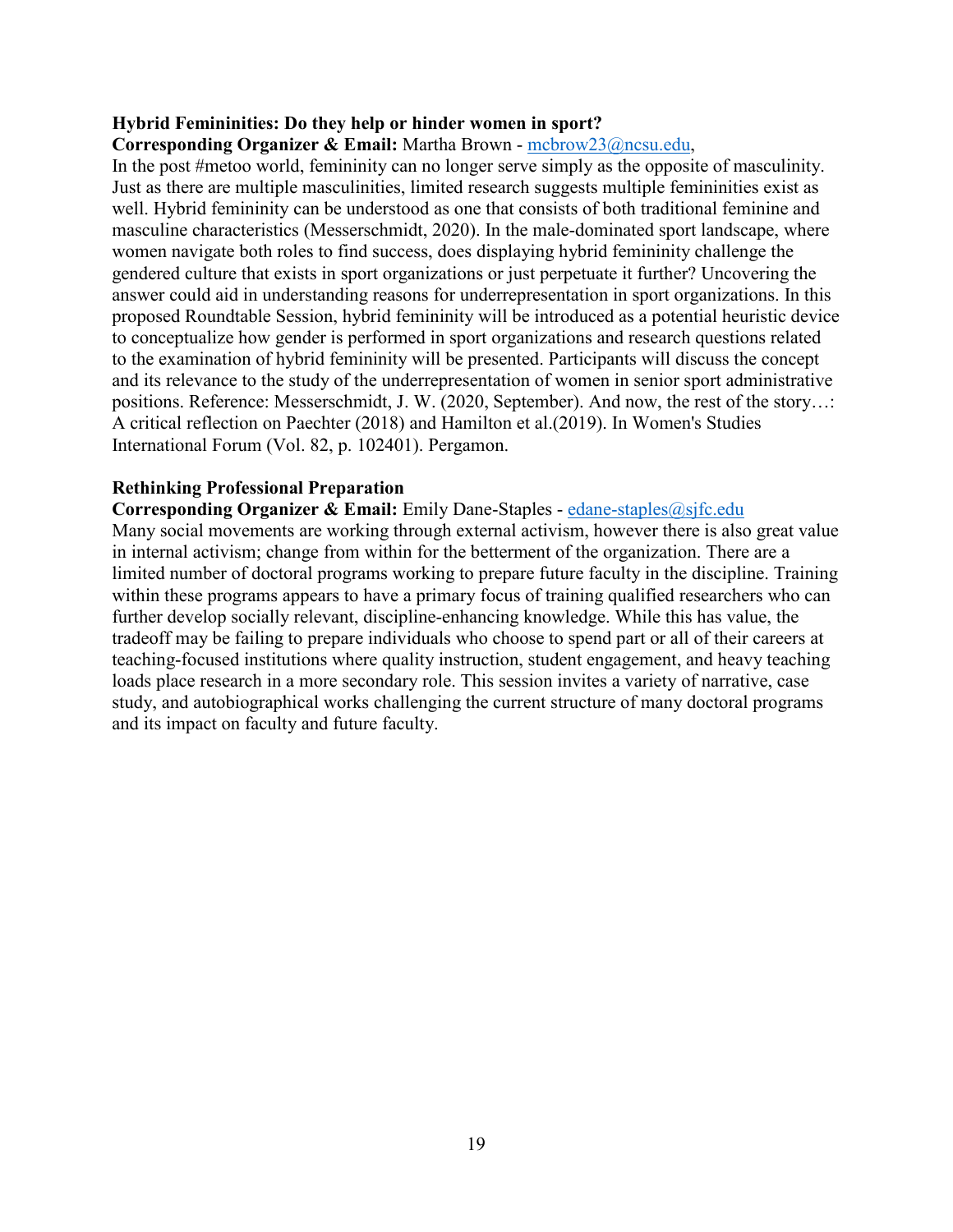**Hybrid Femininities: Do they help or hinder women in sport?**

**Corresponding Organizer & Email:** Martha Brown - mcbrow23@ncsu.edu,

In the post #metoo world, femininity can no longer serve simply as the opposite of masculinity. Just as there are multiple masculinities, limited research suggests multiple femininities exist as well. Hybrid femininity can be understood as one that consists of both traditional feminine and masculine characteristics (Messerschmidt, 2020). In the male-dominated sport landscape, where women navigate both roles to find success, does displaying hybrid femininity challenge the gendered culture that exists in sport organizations or just perpetuate it further? Uncovering the answer could aid in understanding reasons for underrepresentation in sport organizations. In this proposed Roundtable Session, hybrid femininity will be introduced as a potential heuristic device to conceptualize how gender is performed in sport organizations and research questions related to the examination of hybrid femininity will be presented. Participants will discuss the concept and its relevance to the study of the underrepresentation of women in senior sport administrative positions. Reference: Messerschmidt, J. W. (2020, September). And now, the rest of the story…: A critical reflection on Paechter (2018) and Hamilton et al.(2019). In Women's Studies International Forum (Vol. 82, p. 102401). Pergamon.

**Rethinking Professional Preparation**

**Corresponding Organizer & Email:** Emily Dane-Staples - edane-staples@sjfc.edu

Many social movements are working through external activism, however there is also great value in internal activism; change from within for the betterment of the organization. There are a limited number of doctoral programs working to prepare future faculty in the discipline. Training within these programs appears to have a primary focus of training qualified researchers who can further develop socially relevant, discipline-enhancing knowledge. While this has value, the tradeoff may be failing to prepare individuals who choose to spend part or all of their careers at teaching-focused institutions where quality instruction, student engagement, and heavy teaching loads place research in a more secondary role. This session invites a variety of narrative, case study, and autobiographical works challenging the current structure of many doctoral programs and its impact on faculty and future faculty.